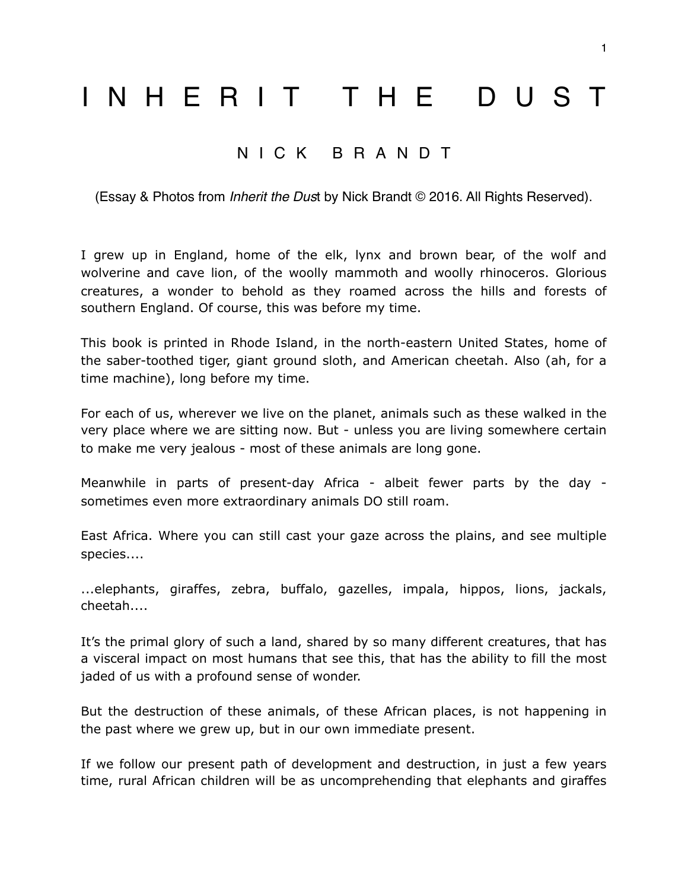# I N H E R I T T H E D U S T

## N I C K B R A N D T

(Essay & Photos from *Inherit the Dust* by Nick Brandt © 2016. All Rights Reserved).

I grew up in England, home of the elk, lynx and brown bear, of the wolf and wolverine and cave lion, of the woolly mammoth and woolly rhinoceros. Glorious creatures, a wonder to behold as they roamed across the hills and forests of southern England. Of course, this was before my time.

This book is printed in Rhode Island, in the north-eastern United States, home of the saber-toothed tiger, giant ground sloth, and American cheetah. Also (ah, for a time machine), long before my time.

For each of us, wherever we live on the planet, animals such as these walked in the very place where we are sitting now. But - unless you are living somewhere certain to make me very jealous - most of these animals are long gone.

Meanwhile in parts of present-day Africa - albeit fewer parts by the day - sometimes even more extraordinary animals DO still roam.

East Africa. Where you can still cast your gaze across the plains, and see multiple species....

...elephants, giraffes, zebra, buffalo, gazelles, impala, hippos, lions, jackals, cheetah....

It's the primal glory of such a land, shared by so many different creatures, that has a visceral impact on most humans that see this, that has the ability to fill the most jaded of us with a profound sense of wonder.

But the destruction of these animals, of these African places, is not happening in the past where we grew up, but in our own immediate present.

If we follow our present path of development and destruction, in just a few years time, rural African children will be as uncomprehending that elephants and giraffes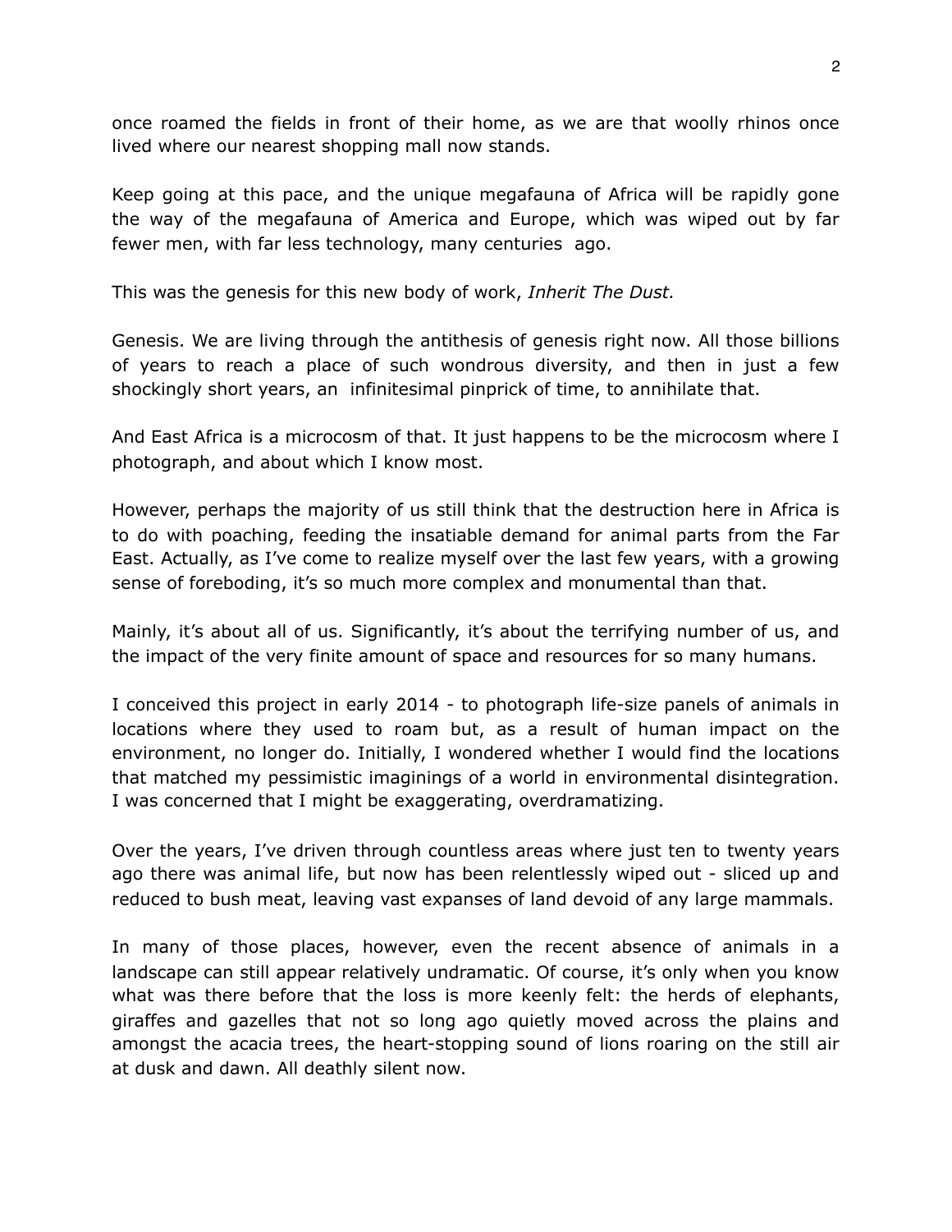once roamed the fields in front of their home, as we are that woolly rhinos once lived where our nearest shopping mall now stands.

Keep going at this pace, and the unique megafauna of Africa will be rapidly gone the way of the megafauna of America and Europe, which was wiped out by far fewer men, with far less technology, many centuries ago.

This was the genesis for this new body of work, *Inherit The Dust.*

Genesis. We are living through the antithesis of genesis right now. All those billions of years to reach a place of such wondrous diversity, and then in just a few shockingly short years, an infinitesimal pinprick of time, to annihilate that.

And East Africa is a microcosm of that. It just happens to be the microcosm where I photograph, and about which I know most.

However, perhaps the majority of us still think that the destruction here in Africa is to do with poaching, feeding the insatiable demand for animal parts from the Far East. Actually, as I've come to realize myself over the last few years, with a growing sense of foreboding, it's so much more complex and monumental than that.

Mainly, it's about all of us. Significantly, it's about the terrifying number of us, and the impact of the very finite amount of space and resources for so many humans.

I conceived this project in early 2014 - to photograph life-size panels of animals in locations where they used to roam but, as a result of human impact on the environment, no longer do. Initially, I wondered whether I would find the locations that matched my pessimistic imaginings of a world in environmental disintegration. I was concerned that I might be exaggerating, overdramatizing.

Over the years, I've driven through countless areas where just ten to twenty years ago there was animal life, but now has been relentlessly wiped out - sliced up and reduced to bush meat, leaving vast expanses of land devoid of any large mammals.

In many of those places, however, even the recent absence of animals in a landscape can still appear relatively undramatic. Of course, it's only when you know what was there before that the loss is more keenly felt: the herds of elephants, giraffes and gazelles that not so long ago quietly moved across the plains and amongst the acacia trees, the heart-stopping sound of lions roaring on the still air at dusk and dawn. All deathly silent now.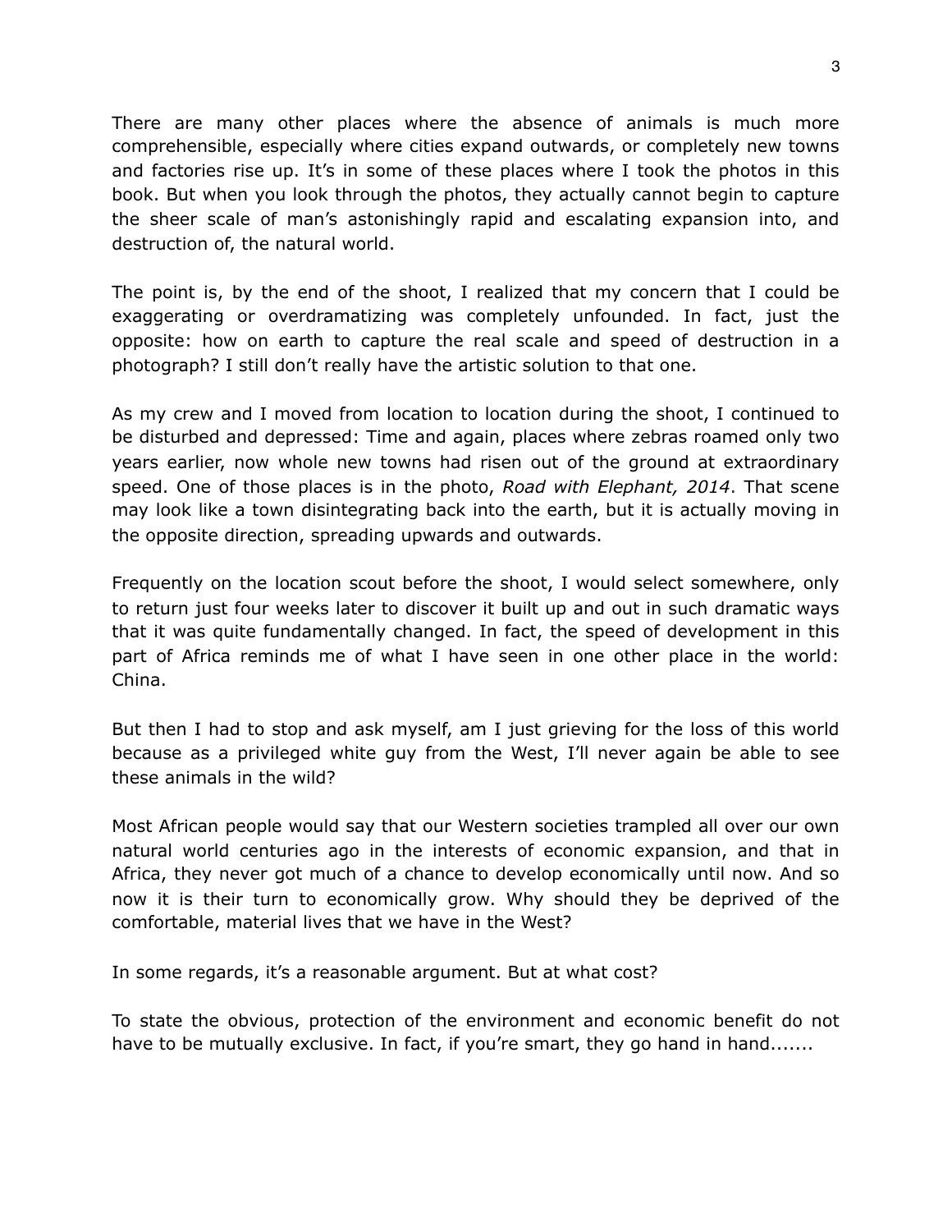There are many other places where the absence of animals is much more comprehensible, especially where cities expand outwards, or completely new towns and factories rise up. It's in some of these places where I took the photos in this book. But when you look through the photos, they actually cannot begin to capture the sheer scale of man's astonishingly rapid and escalating expansion into, and destruction of, the natural world.

The point is, by the end of the shoot, I realized that my concern that I could be exaggerating or overdramatizing was completely unfounded. In fact, just the opposite: how on earth to capture the real scale and speed of destruction in a photograph? I still don't really have the artistic solution to that one.

As my crew and I moved from location to location during the shoot, I continued to be disturbed and depressed: Time and again, places where zebras roamed only two years earlier, now whole new towns had risen out of the ground at extraordinary speed. One of those places is in the photo, *Road with Elephant, 2014*. That scene may look like a town disintegrating back into the earth, but it is actually moving in the opposite direction, spreading upwards and outwards.

Frequently on the location scout before the shoot, I would select somewhere, only to return just four weeks later to discover it built up and out in such dramatic ways that it was quite fundamentally changed. In fact, the speed of development in this part of Africa reminds me of what I have seen in one other place in the world: China.

But then I had to stop and ask myself, am I just grieving for the loss of this world because as a privileged white guy from the West, I'll never again be able to see these animals in the wild?

Most African people would say that our Western societies trampled all over our own natural world centuries ago in the interests of economic expansion, and that in Africa, they never got much of a chance to develop economically until now. And so now it is their turn to economically grow. Why should they be deprived of the comfortable, material lives that we have in the West?

In some regards, it's a reasonable argument. But at what cost?

To state the obvious, protection of the environment and economic benefit do not have to be mutually exclusive. In fact, if you're smart, they go hand in hand.......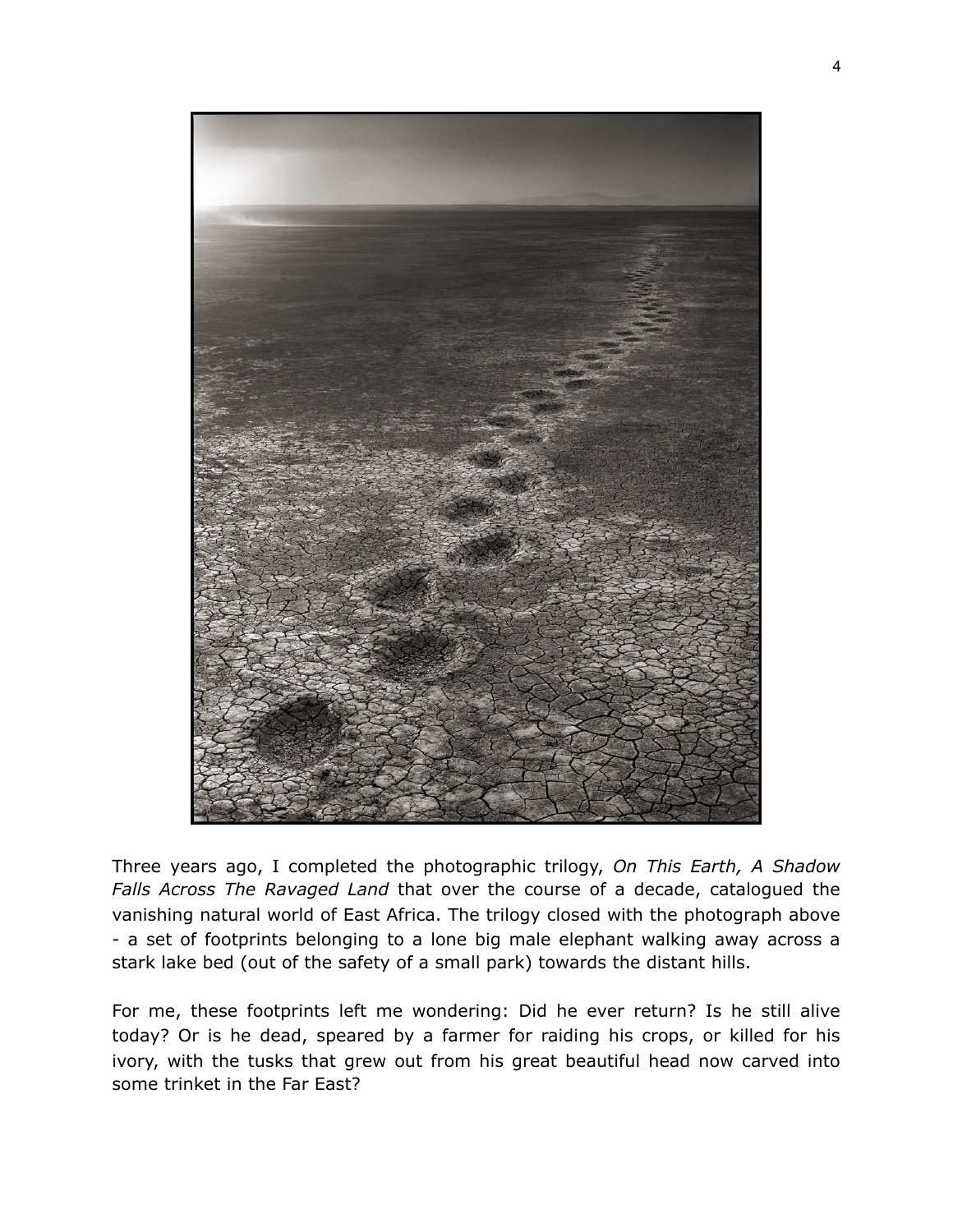Three years ago, I completed the photographic trilogy, *On This Earth, A Shadow Falls Across The Ravaged Land* that over the course of a decade, catalogued the vanishing natural world of East Africa. The trilogy closed with the photograph above - a set of footprints belonging to a lone big male elephant walking away across a stark lake bed (out of the safety of a small park) towards the distant hills.

For me, these footprints left me wondering: Did he ever return? Is he still alive today? Or is he dead, speared by a farmer for raiding his crops, or killed for his ivory, with the tusks that grew out from his great beautiful head now carved into some trinket in the Far East?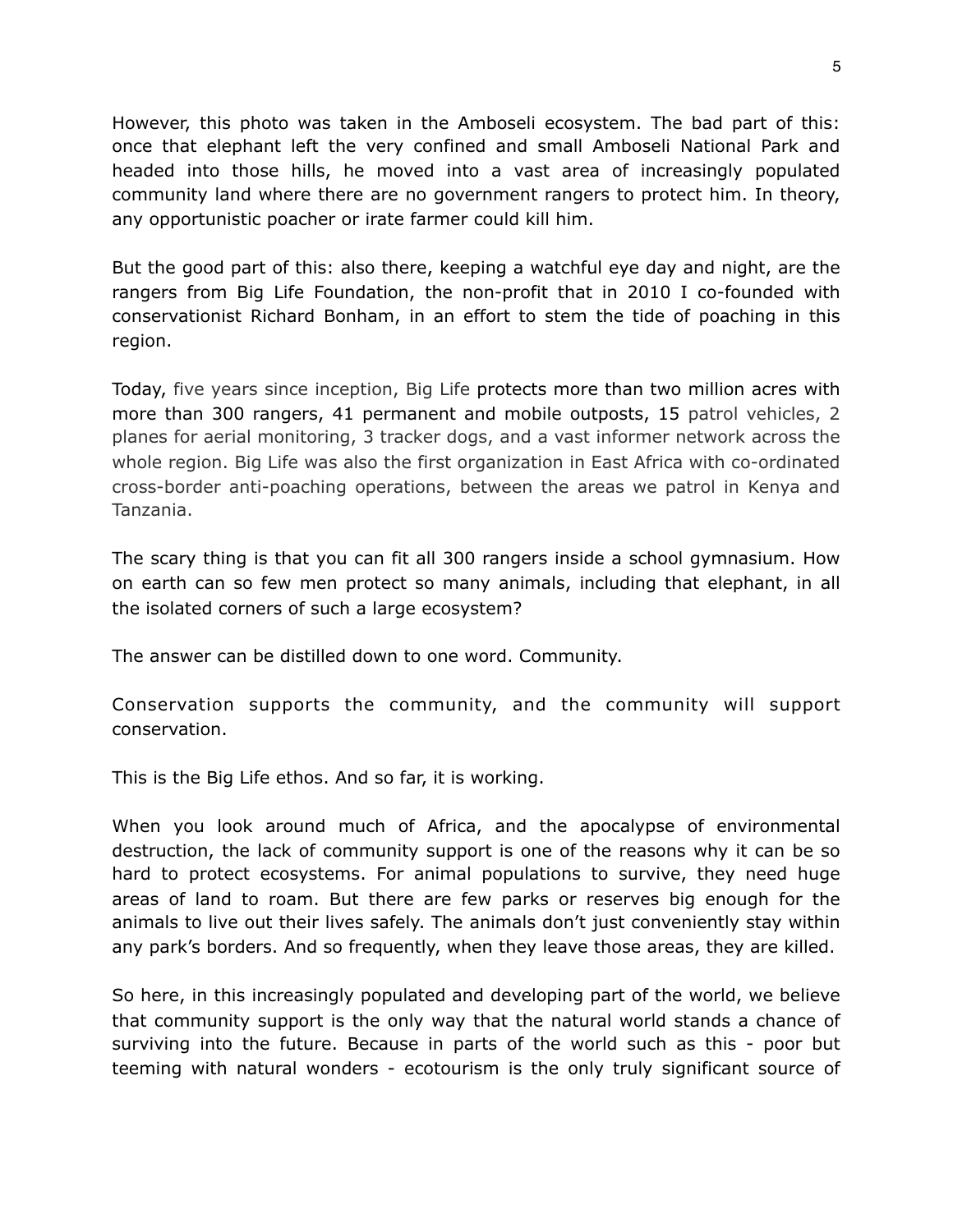However, this photo was taken in the Amboseli ecosystem. The bad part of this: once that elephant left the very confined and small Amboseli National Park and headed into those hills, he moved into a vast area of increasingly populated community land where there are no government rangers to protect him. In theory, any opportunistic poacher or irate farmer could kill him.

But the good part of this: also there, keeping a watchful eye day and night, are the rangers from Big Life Foundation, the non-profit that in 2010 I co-founded with conservationist Richard Bonham, in an effort to stem the tide of poaching in this region.

Today, five years since inception, Big Life protects more than two million acres with more than 300 rangers, 41 permanent and mobile outposts, 15 patrol vehicles, 2 planes for aerial monitoring, 3 tracker dogs, and a vast informer network across the whole region. Big Life was also the first organization in East Africa with co-ordinated cross-border anti-poaching operations, between the areas we patrol in Kenya and Tanzania.

The scary thing is that you can fit all 300 rangers inside a school gymnasium. How on earth can so few men protect so many animals, including that elephant, in all the isolated corners of such a large ecosystem?

The answer can be distilled down to one word. Community.

Conservation supports the community, and the community will support conservation.

This is the Big Life ethos. And so far, it is working.

When you look around much of Africa, and the apocalypse of environmental destruction, the lack of community support is one of the reasons why it can be so hard to protect ecosystems. For animal populations to survive, they need huge areas of land to roam. But there are few parks or reserves big enough for the animals to live out their lives safely. The animals don't just conveniently stay within any park's borders. And so frequently, when they leave those areas, they are killed.

So here, in this increasingly populated and developing part of the world, we believe that community support is the only way that the natural world stands a chance of surviving into the future. Because in parts of the world such as this - poor but teeming with natural wonders - ecotourism is the only truly significant source of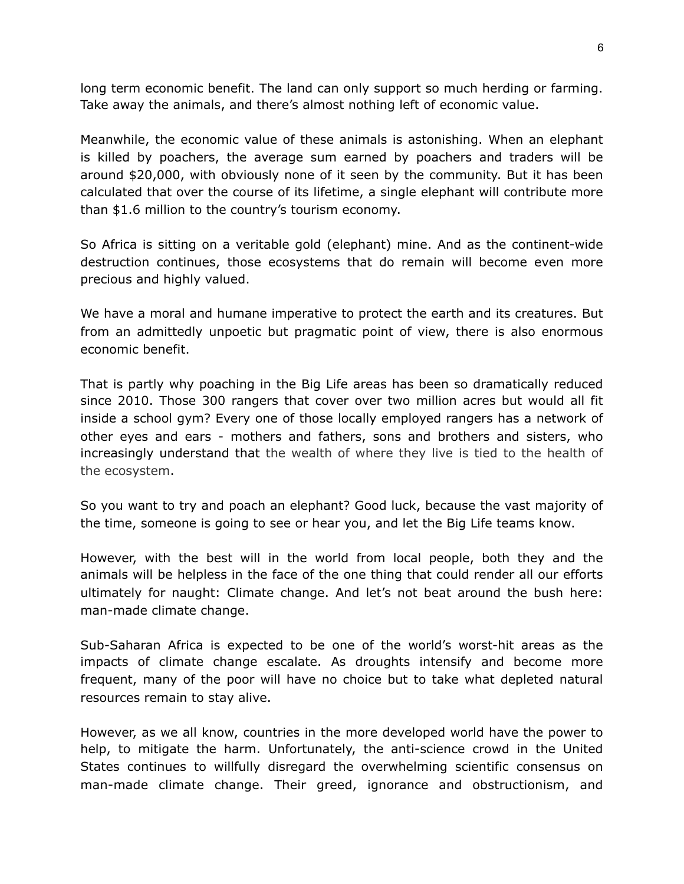long term economic benefit. The land can only support so much herding or farming. Take away the animals, and there's almost nothing left of economic value.

Meanwhile, the economic value of these animals is astonishing. When an elephant is killed by poachers, the average sum earned by poachers and traders will be around $20,000, with obviously none of it seen by the community. But it has been calculated that over the course of its lifetime, a single elephant will contribute more than $1.6 million to the country's tourism economy.

So Africa is sitting on a veritable gold (elephant) mine. And as the continent-wide destruction continues, those ecosystems that do remain will become even more precious and highly valued.

We have a moral and humane imperative to protect the earth and its creatures. But from an admittedly unpoetic but pragmatic point of view, there is also enormous economic benefit.

That is partly why poaching in the Big Life areas has been so dramatically reduced since 2010. Those 300 rangers that cover over two million acres but would all fit inside a school gym? Every one of those locally employed rangers has a network of other eyes and ears - mothers and fathers, sons and brothers and sisters, who increasingly understand that the wealth of where they live is tied to the health of the ecosystem.

So you want to try and poach an elephant? Good luck, because the vast majority of the time, someone is going to see or hear you, and let the Big Life teams know.

However, with the best will in the world from local people, both they and the animals will be helpless in the face of the one thing that could render all our efforts ultimately for naught: Climate change. And let's not beat around the bush here: man-made climate change.

Sub-Saharan Africa is expected to be one of the world's worst-hit areas as the impacts of climate change escalate. As droughts intensify and become more frequent, many of the poor will have no choice but to take what depleted natural resources remain to stay alive.

However, as we all know, countries in the more developed world have the power to help, to mitigate the harm. Unfortunately, the anti-science crowd in the United States continues to willfully disregard the overwhelming scientific consensus on man-made climate change. Their greed, ignorance and obstructionism, and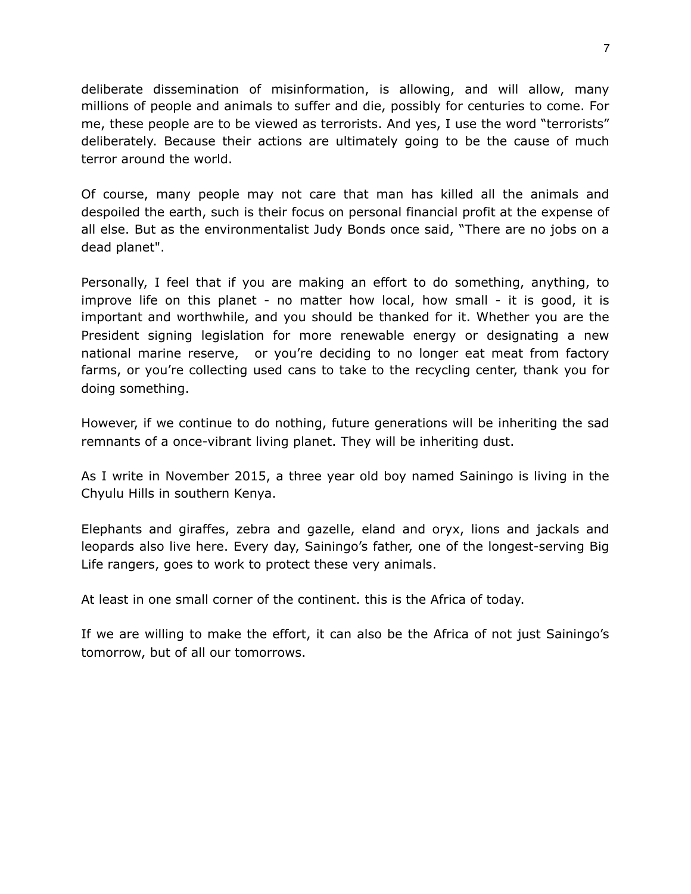deliberate dissemination of misinformation, is allowing, and will allow, many millions of people and animals to suffer and die, possibly for centuries to come. For me, these people are to be viewed as terrorists. And yes, I use the word "terrorists" deliberately. Because their actions are ultimately going to be the cause of much terror around the world.

Of course, many people may not care that man has killed all the animals and despoiled the earth, such is their focus on personal financial profit at the expense of all else. But as the environmentalist Judy Bonds once said, "There are no jobs on a dead planet".

Personally, I feel that if you are making an effort to do something, anything, to improve life on this planet - no matter how local, how small - it is good, it is important and worthwhile, and you should be thanked for it. Whether you are the President signing legislation for more renewable energy or designating a new national marine reserve, or you're deciding to no longer eat meat from factory farms, or you're collecting used cans to take to the recycling center, thank you for doing something.

However, if we continue to do nothing, future generations will be inheriting the sad remnants of a once-vibrant living planet. They will be inheriting dust.

As I write in November 2015, a three year old boy named Sainingo is living in the Chyulu Hills in southern Kenya.

Elephants and giraffes, zebra and gazelle, eland and oryx, lions and jackals and leopards also live here. Every day, Sainingo's father, one of the longest-serving Big Life rangers, goes to work to protect these very animals.

At least in one small corner of the continent. this is the Africa of today.

If we are willing to make the effort, it can also be the Africa of not just Sainingo's tomorrow, but of all our tomorrows.